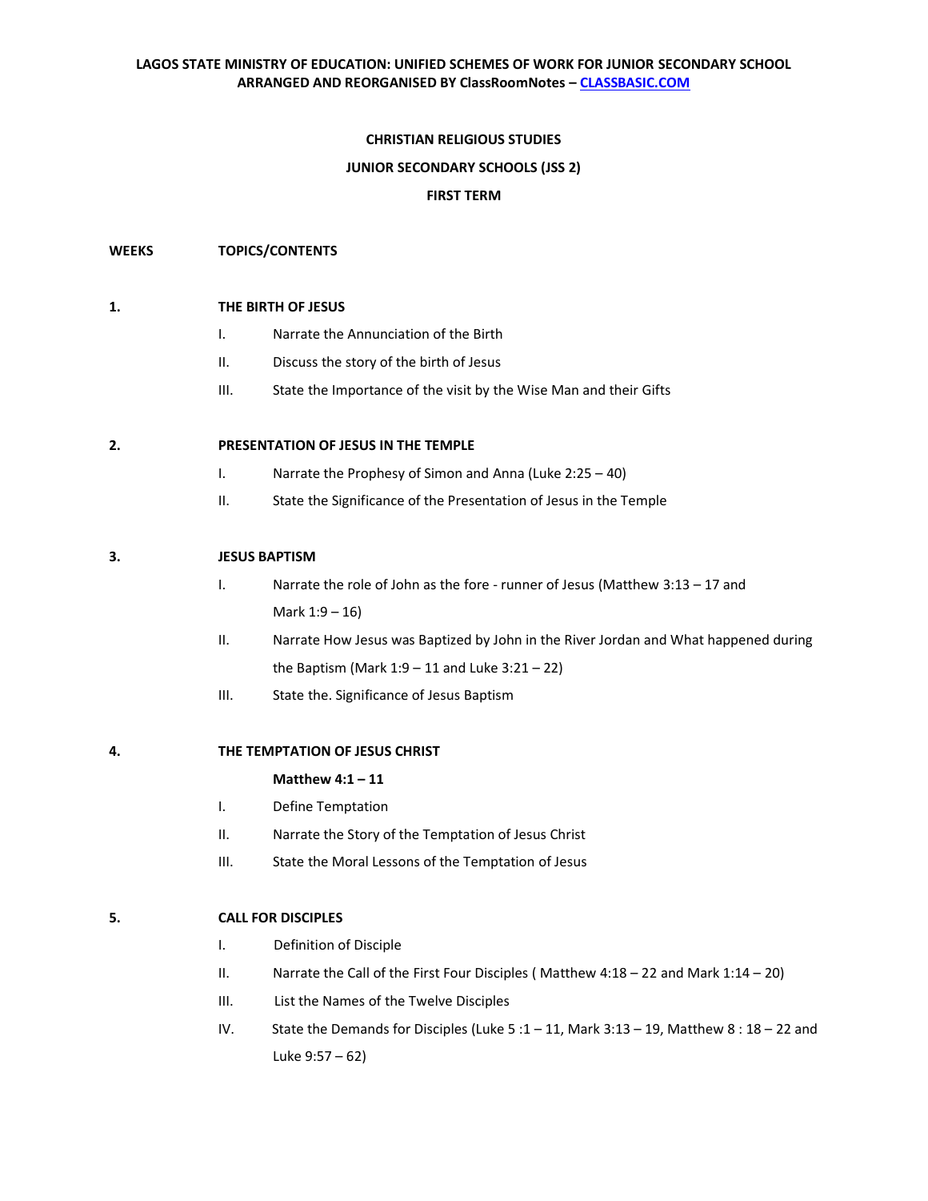**LAGOS STATE MINISTRY OF EDUCATION: UNIFIED SCHEMES OF WORK FOR JUNIOR SECONDARY SCHOOL**
**ARRANGED AND REORGANISED BY ClassRoomNotes – CLASSBASIC.COM**

# CHRISTIAN RELIGIOUS STUDIES

## JUNIOR SECONDARY SCHOOLS (JSS 2)

## FIRST TERM

**WEEKS** | **TOPICS/CONTENTS**

**1. THE BIRTH OF JESUS**

- I. Narrate the Annunciation of the Birth
- II. Discuss the story of the birth of Jesus
- III. State the Importance of the visit by the Wise Man and their Gifts

**2. PRESENTATION OF JESUS IN THE TEMPLE**

- I. Narrate the Prophesy of Simon and Anna (Luke 2:25 – 40)
- II. State the Significance of the Presentation of Jesus in the Temple

**3. JESUS BAPTISM**

- I. Narrate the role of John as the fore - runner of Jesus (Matthew 3:13 – 17 and Mark 1:9 – 16)
- II. Narrate How Jesus was Baptized by John in the River Jordan and What happened during the Baptism (Mark 1:9 – 11 and Luke 3:21 – 22)
- III. State the. Significance of Jesus Baptism

**4. THE TEMPTATION OF JESUS CHRIST**

**Matthew 4:1 – 11**

- I. Define Temptation
- II. Narrate the Story of the Temptation of Jesus Christ
- III. State the Moral Lessons of the Temptation of Jesus

**5. CALL FOR DISCIPLES**

- I. Definition of Disciple
- II. Narrate the Call of the First Four Disciples ( Matthew 4:18 – 22 and Mark 1:14 – 20)
- III. List the Names of the Twelve Disciples
- IV. State the Demands for Disciples (Luke 5 :1 – 11, Mark 3:13 – 19, Matthew 8 : 18 – 22 and Luke 9:57 – 62)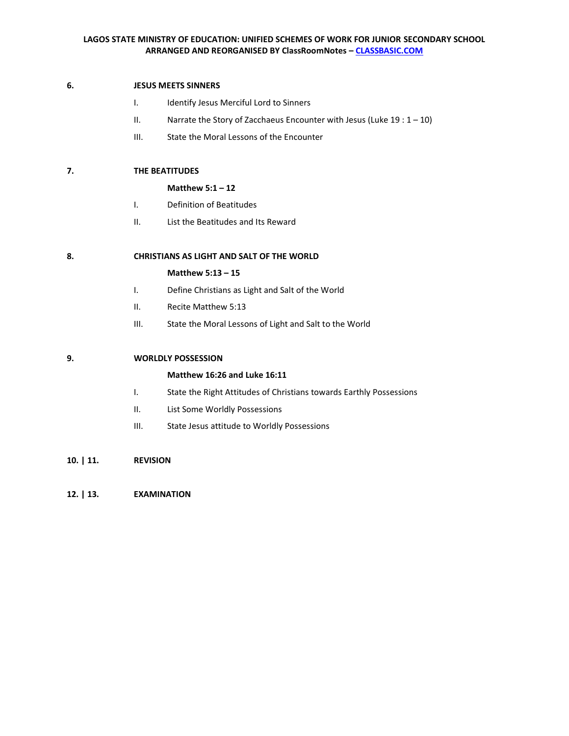**6. JESUS MEETS SINNERS**

I. Identify Jesus Merciful Lord to Sinners

II. Narrate the Story of Zacchaeus Encounter with Jesus (Luke 19 : 1 – 10)

III. State the Moral Lessons of the Encounter

**7. THE BEATITUDES**

**Matthew 5:1 – 12**

I. Definition of Beatitudes

II. List the Beatitudes and Its Reward

**8. CHRISTIANS AS LIGHT AND SALT OF THE WORLD**

**Matthew 5:13 – 15**

I. Define Christians as Light and Salt of the World

II. Recite Matthew 5:13

III. State the Moral Lessons of Light and Salt to the World

**9. WORLDLY POSSESSION**

**Matthew 16:26 and Luke 16:11**

I. State the Right Attitudes of Christians towards Earthly Possessions

II. List Some Worldly Possessions

III. State Jesus attitude to Worldly Possessions

**10. | 11. REVISION**

**12. | 13. EXAMINATION**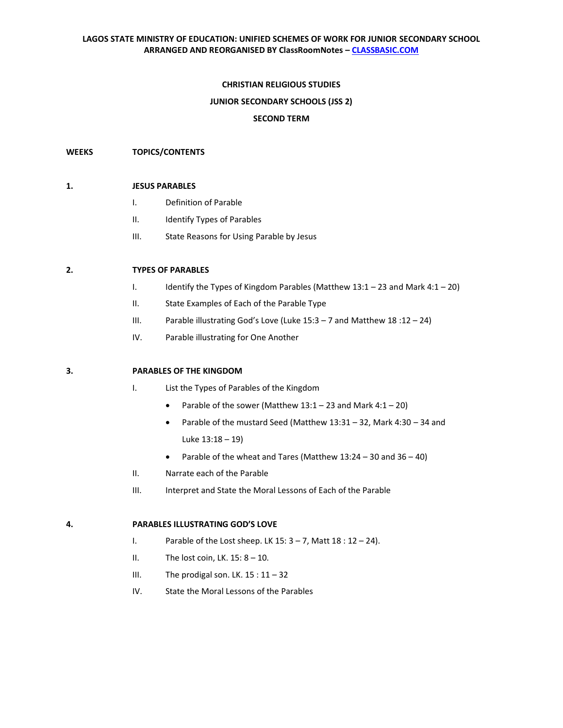**LAGOS STATE MINISTRY OF EDUCATION: UNIFIED SCHEMES OF WORK FOR JUNIOR SECONDARY SCHOOL**
**ARRANGED AND REORGANISED BY ClassRoomNotes – [CLASSBASIC.COM](http://CLASSBASIC.COM)**

## CHRISTIAN RELIGIOUS STUDIES

## JUNIOR SECONDARY SCHOOLS (JSS 2)

## SECOND TERM

**WEEKS** **TOPICS/CONTENTS**

**1.** **JESUS PARABLES**

I. Definition of Parable

II. Identify Types of Parables

III. State Reasons for Using Parable by Jesus

**2.** **TYPES OF PARABLES**

I. Identify the Types of Kingdom Parables (Matthew 13:1 – 23 and Mark 4:1 – 20)

II. State Examples of Each of the Parable Type

III. Parable illustrating God's Love (Luke 15:3 – 7 and Matthew 18 :12 – 24)

IV. Parable illustrating for One Another

**3.** **PARABLES OF THE KINGDOM**

I. List the Types of Parables of the Kingdom

- Parable of the sower (Matthew 13:1 – 23 and Mark 4:1 – 20)
- Parable of the mustard Seed (Matthew 13:31 – 32, Mark 4:30 – 34 and Luke 13:18 – 19)
- Parable of the wheat and Tares (Matthew 13:24 – 30 and 36 – 40)

II. Narrate each of the Parable

III. Interpret and State the Moral Lessons of Each of the Parable

**4.** **PARABLES ILLUSTRATING GOD'S LOVE**

I. Parable of the Lost sheep. LK 15: 3 – 7, Matt 18 : 12 – 24).

II. The lost coin, LK. 15: 8 – 10.

III. The prodigal son. LK. 15 : 11 – 32

IV. State the Moral Lessons of the Parables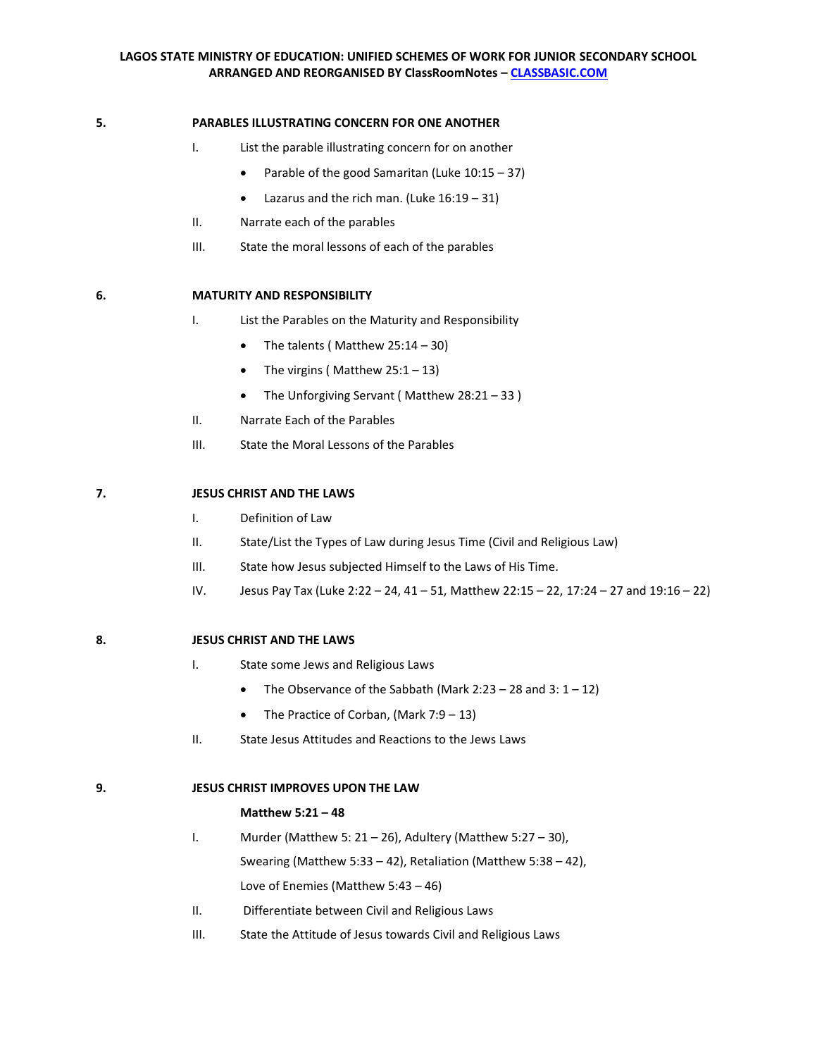**5. PARABLES ILLUSTRATING CONCERN FOR ONE ANOTHER**

I. List the parable illustrating concern for on another

- Parable of the good Samaritan (Luke 10:15 – 37)
- Lazarus and the rich man. (Luke 16:19 – 31)

II. Narrate each of the parables

III. State the moral lessons of each of the parables

**6. MATURITY AND RESPONSIBILITY**

I. List the Parables on the Maturity and Responsibility

- The talents ( Matthew 25:14 – 30)
- The virgins ( Matthew 25:1 – 13)
- The Unforgiving Servant ( Matthew 28:21 – 33 )

II. Narrate Each of the Parables

III. State the Moral Lessons of the Parables

**7. JESUS CHRIST AND THE LAWS**

I. Definition of Law

II. State/List the Types of Law during Jesus Time (Civil and Religious Law)

III. State how Jesus subjected Himself to the Laws of His Time.

IV. Jesus Pay Tax (Luke 2:22 – 24, 41 – 51, Matthew 22:15 – 22, 17:24 – 27 and 19:16 – 22)

**8. JESUS CHRIST AND THE LAWS**

I. State some Jews and Religious Laws

- The Observance of the Sabbath (Mark 2:23 – 28 and 3: 1 – 12)
- The Practice of Corban, (Mark 7:9 – 13)

II. State Jesus Attitudes and Reactions to the Jews Laws

**9. JESUS CHRIST IMPROVES UPON THE LAW**

**Matthew 5:21 – 48**

I. Murder (Matthew 5: 21 – 26), Adultery (Matthew 5:27 – 30), Swearing (Matthew 5:33 – 42), Retaliation (Matthew 5:38 – 42), Love of Enemies (Matthew 5:43 – 46)

II. Differentiate between Civil and Religious Laws

III. State the Attitude of Jesus towards Civil and Religious Laws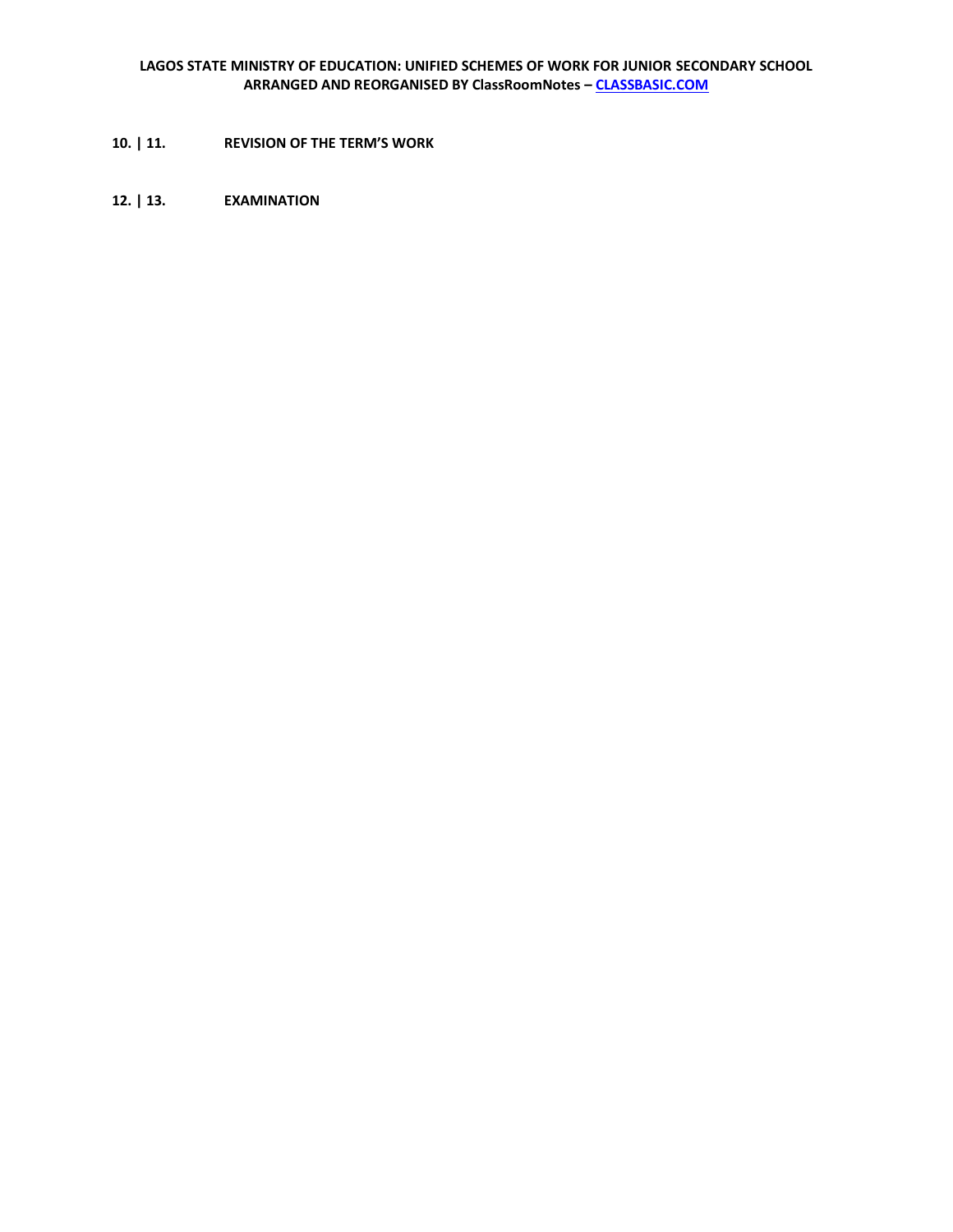**10. | 11.** **REVISION OF THE TERM'S WORK**

**12. | 13.** **EXAMINATION**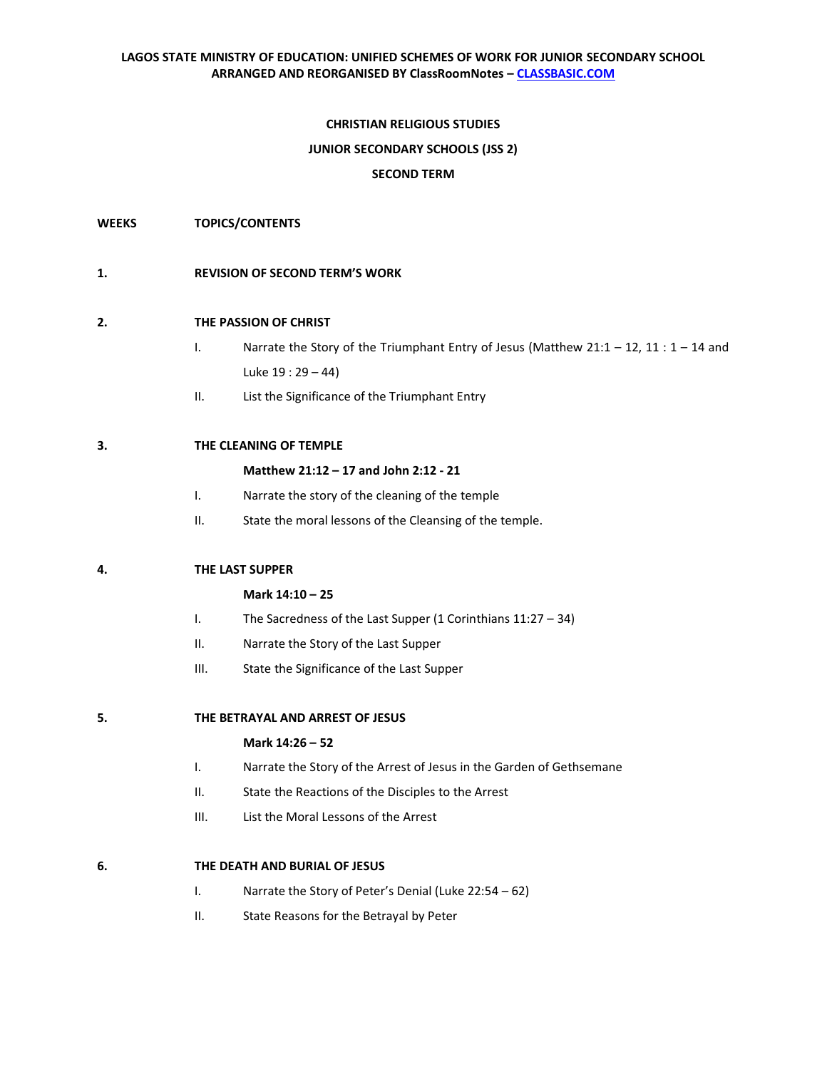**LAGOS STATE MINISTRY OF EDUCATION: UNIFIED SCHEMES OF WORK FOR JUNIOR SECONDARY SCHOOL**
**ARRANGED AND REORGANISED BY ClassRoomNotes – [CLASSBASIC.COM](http://CLASSBASIC.COM)**

# CHRISTIAN RELIGIOUS STUDIES

## JUNIOR SECONDARY SCHOOLS (JSS 2)

## SECOND TERM

**WEEKS** **TOPICS/CONTENTS**

**1.** **REVISION OF SECOND TERM'S WORK**

**2.** **THE PASSION OF CHRIST**

- I. Narrate the Story of the Triumphant Entry of Jesus (Matthew 21:1 – 12, 11 : 1 – 14 and Luke 19 : 29 – 44)
- II. List the Significance of the Triumphant Entry

**3.** **THE CLEANING OF TEMPLE**

**Matthew 21:12 – 17 and John 2:12 - 21**

- I. Narrate the story of the cleaning of the temple
- II. State the moral lessons of the Cleansing of the temple.

**4.** **THE LAST SUPPER**

**Mark 14:10 – 25**

- I. The Sacredness of the Last Supper (1 Corinthians 11:27 – 34)
- II. Narrate the Story of the Last Supper
- III. State the Significance of the Last Supper

**5.** **THE BETRAYAL AND ARREST OF JESUS**

**Mark 14:26 – 52**

- I. Narrate the Story of the Arrest of Jesus in the Garden of Gethsemane
- II. State the Reactions of the Disciples to the Arrest
- III. List the Moral Lessons of the Arrest

**6.** **THE DEATH AND BURIAL OF JESUS**

- I. Narrate the Story of Peter's Denial (Luke 22:54 – 62)
- II. State Reasons for the Betrayal by Peter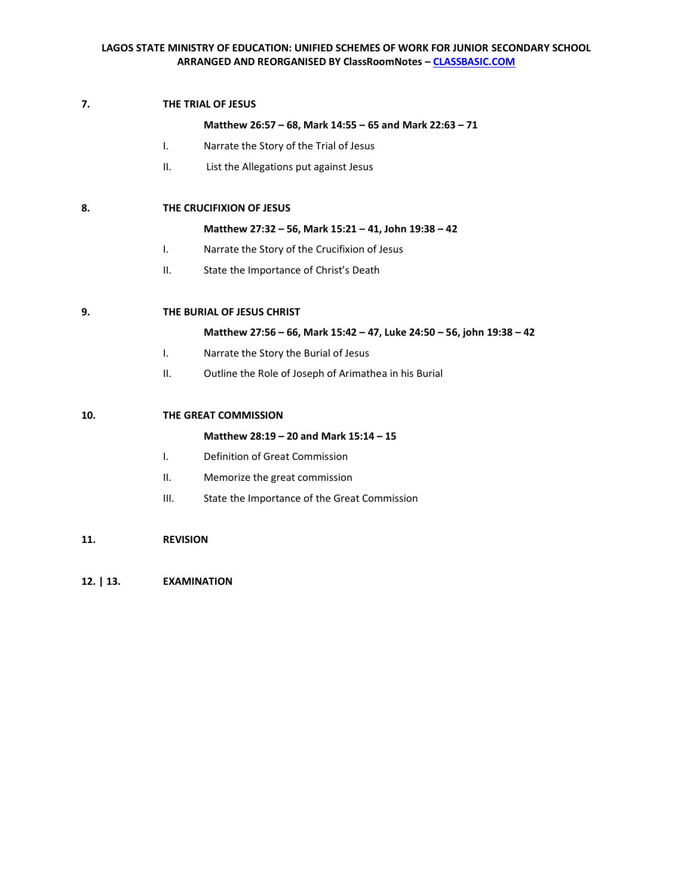**7. THE TRIAL OF JESUS**

**Matthew 26:57 – 68, Mark 14:55 – 65 and Mark 22:63 – 71**

I. Narrate the Story of the Trial of Jesus

II. List the Allegations put against Jesus

**8. THE CRUCIFIXION OF JESUS**

**Matthew 27:32 – 56, Mark 15:21 – 41, John 19:38 – 42**

I. Narrate the Story of the Crucifixion of Jesus

II. State the Importance of Christ's Death

**9. THE BURIAL OF JESUS CHRIST**

**Matthew 27:56 – 66, Mark 15:42 – 47, Luke 24:50 – 56, john 19:38 – 42**

I. Narrate the Story the Burial of Jesus

II. Outline the Role of Joseph of Arimathea in his Burial

**10. THE GREAT COMMISSION**

**Matthew 28:19 – 20 and Mark 15:14 – 15**

I. Definition of Great Commission

II. Memorize the great commission

III. State the Importance of the Great Commission

**11. REVISION**

**12. | 13. EXAMINATION**